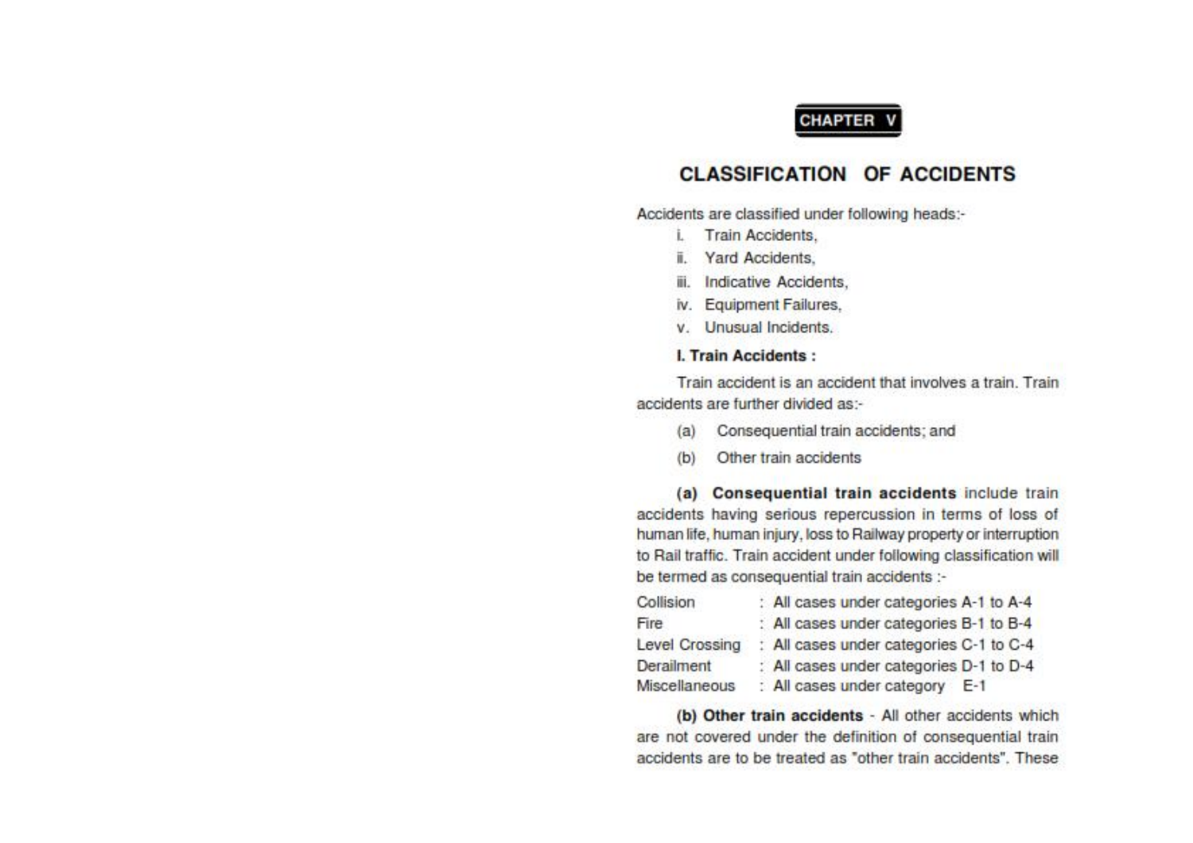CHAPTER V

# CLASSIFICATION OF ACCIDENTS

Accidents are classified under following heads:-

i. Train Accidents,
ii. Yard Accidents,
iii. Indicative Accidents,
iv. Equipment Failures,
v. Unusual Incidents.

### I. Train Accidents :

Train accident is an accident that involves a train. Train accidents are further divided as:-

(a) Consequential train accidents; and

(b) Other train accidents

**(a) Consequential train accidents** include train accidents having serious repercussion in terms of loss of human life, human injury, loss to Railway property or interruption to Rail traffic. Train accident under following classification will be termed as consequential train accidents :-

| | |
|---|---|
| Collision | : All cases under categories A-1 to A-4 |
| Fire | : All cases under categories B-1 to B-4 |
| Level Crossing | : All cases under categories C-1 to C-4 |
| Derailment | : All cases under categories D-1 to D-4 |
| Miscellaneous | : All cases under category E-1 |

**(b) Other train accidents** - All other accidents which are not covered under the definition of consequential train accidents are to be treated as "other train accidents". These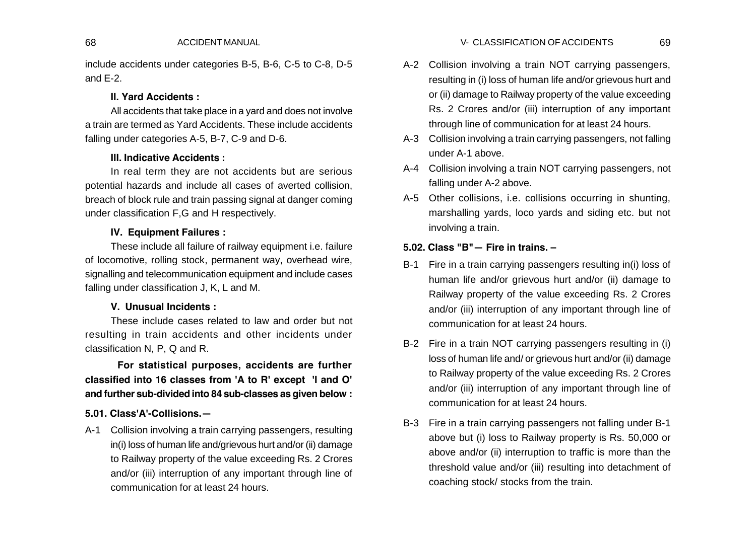include accidents under categories B-5, B-6, C-5 to C-8, D-5 and E-2.

**II. Yard Accidents :**

All accidents that take place in a yard and does not involve a train are termed as Yard Accidents. These include accidents falling under categories A-5, B-7, C-9 and D-6.

**III. Indicative Accidents :**

In real term they are not accidents but are serious potential hazards and include all cases of averted collision, breach of block rule and train passing signal at danger coming under classification F,G and H respectively.

**IV. Equipment Failures :**

These include all failure of railway equipment i.e. failure of locomotive, rolling stock, permanent way, overhead wire, signalling and telecommunication equipment and include cases falling under classification J, K, L and M.

**V. Unusual Incidents :**

These include cases related to law and order but not resulting in train accidents and other incidents under classification N, P, Q and R.

**For statistical purposes, accidents are further classified into 16 classes from 'A to R' except 'I and O' and further sub-divided into 84 sub-classes as given below :**

### 5.01. Class'A'-Collisions.—

A-1 Collision involving a train carrying passengers, resulting in(i) loss of human life and/grievous hurt and/or (ii) damage to Railway property of the value exceeding Rs. 2 Crores and/or (iii) interruption of any important through line of communication for at least 24 hours.

A-2 Collision involving a train NOT carrying passengers, resulting in (i) loss of human life and/or grievous hurt and or (ii) damage to Railway property of the value exceeding Rs. 2 Crores and/or (iii) interruption of any important through line of communication for at least 24 hours.

A-3 Collision involving a train carrying passengers, not falling under A-1 above.

A-4 Collision involving a train NOT carrying passengers, not falling under A-2 above.

A-5 Other collisions, i.e. collisions occurring in shunting, marshalling yards, loco yards and siding etc. but not involving a train.

### 5.02. Class "B"— Fire in trains. –

B-1 Fire in a train carrying passengers resulting in(i) loss of human life and/or grievous hurt and/or (ii) damage to Railway property of the value exceeding Rs. 2 Crores and/or (iii) interruption of any important through line of communication for at least 24 hours.

B-2 Fire in a train NOT carrying passengers resulting in (i) loss of human life and/ or grievous hurt and/or (ii) damage to Railway property of the value exceeding Rs. 2 Crores and/or (iii) interruption of any important through line of communication for at least 24 hours.

B-3 Fire in a train carrying passengers not falling under B-1 above but (i) loss to Railway property is Rs. 50,000 or above and/or (ii) interruption to traffic is more than the threshold value and/or (iii) resulting into detachment of coaching stock/ stocks from the train.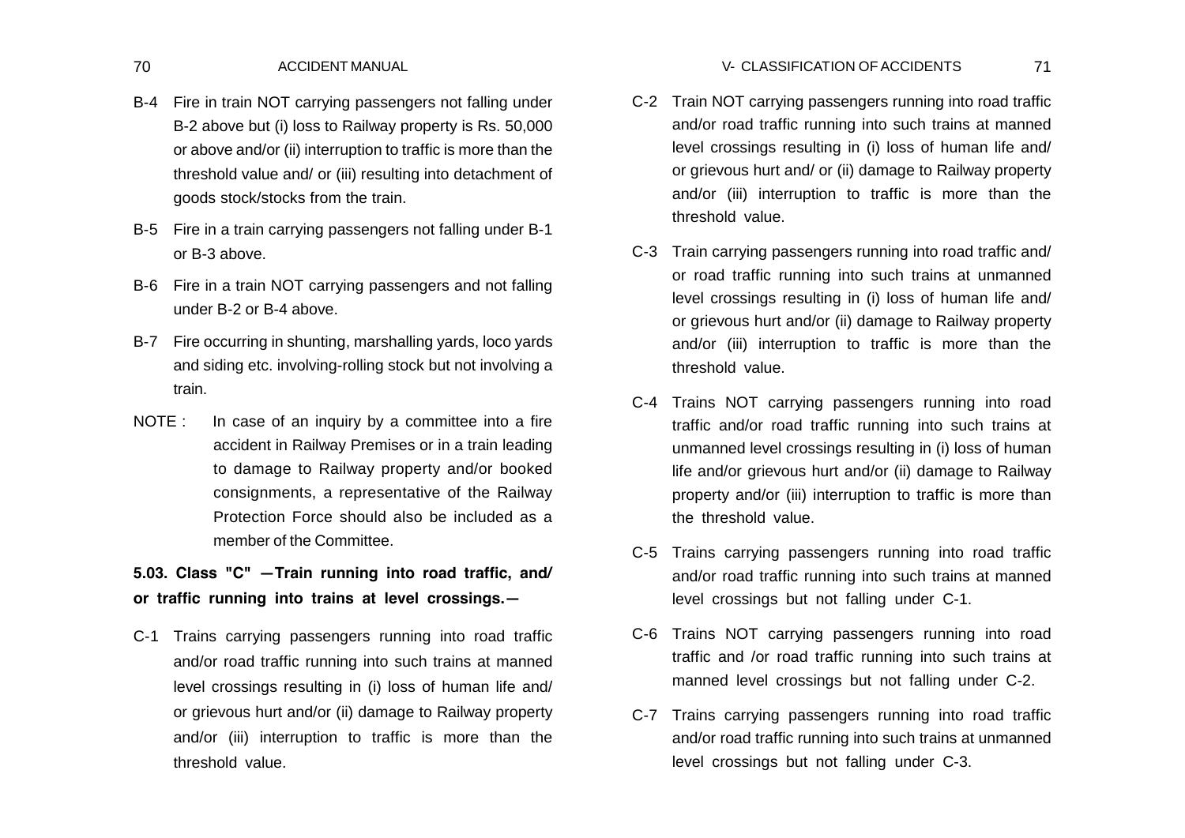B-4 Fire in train NOT carrying passengers not falling under B-2 above but (i) loss to Railway property is Rs. 50,000 or above and/or (ii) interruption to traffic is more than the threshold value and/ or (iii) resulting into detachment of goods stock/stocks from the train.

B-5 Fire in a train carrying passengers not falling under B-1 or B-3 above.

B-6 Fire in a train NOT carrying passengers and not falling under B-2 or B-4 above.

B-7 Fire occurring in shunting, marshalling yards, loco yards and siding etc. involving-rolling stock but not involving a train.

NOTE : In case of an inquiry by a committee into a fire accident in Railway Premises or in a train leading to damage to Railway property and/or booked consignments, a representative of the Railway Protection Force should also be included as a member of the Committee.

**5.03. Class "C" —Train running into road traffic, and/ or traffic running into trains at level crossings.—**

C-1 Trains carrying passengers running into road traffic and/or road traffic running into such trains at manned level crossings resulting in (i) loss of human life and/ or grievous hurt and/or (ii) damage to Railway property and/or (iii) interruption to traffic is more than the threshold value.

C-2 Train NOT carrying passengers running into road traffic and/or road traffic running into such trains at manned level crossings resulting in (i) loss of human life and/ or grievous hurt and/ or (ii) damage to Railway property and/or (iii) interruption to traffic is more than the threshold value.

C-3 Train carrying passengers running into road traffic and/ or road traffic running into such trains at unmanned level crossings resulting in (i) loss of human life and/ or grievous hurt and/or (ii) damage to Railway property and/or (iii) interruption to traffic is more than the threshold value.

C-4 Trains NOT carrying passengers running into road traffic and/or road traffic running into such trains at unmanned level crossings resulting in (i) loss of human life and/or grievous hurt and/or (ii) damage to Railway property and/or (iii) interruption to traffic is more than the threshold value.

C-5 Trains carrying passengers running into road traffic and/or road traffic running into such trains at manned level crossings but not falling under C-1.

C-6 Trains NOT carrying passengers running into road traffic and /or road traffic running into such trains at manned level crossings but not falling under C-2.

C-7 Trains carrying passengers running into road traffic and/or road traffic running into such trains at unmanned level crossings but not falling under C-3.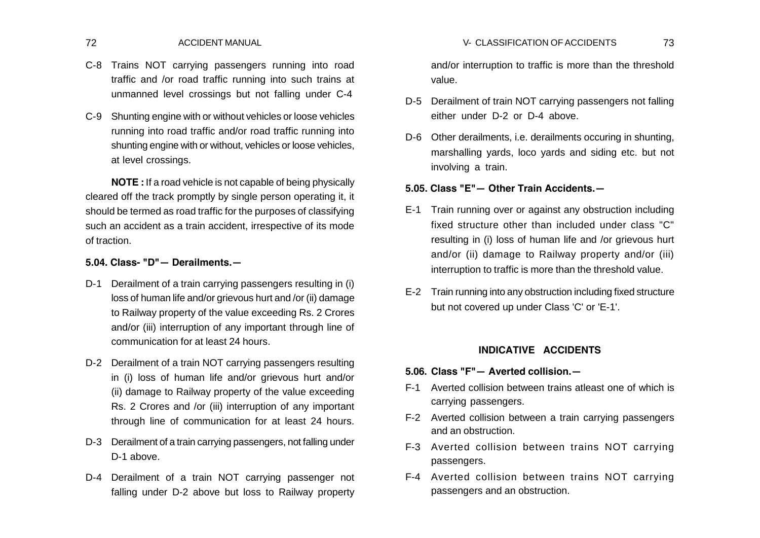C-8 Trains NOT carrying passengers running into road traffic and /or road traffic running into such trains at unmanned level crossings but not falling under C-4

C-9 Shunting engine with or without vehicles or loose vehicles running into road traffic and/or road traffic running into shunting engine with or without, vehicles or loose vehicles, at level crossings.

**NOTE :** If a road vehicle is not capable of being physically cleared off the track promptly by single person operating it, it should be termed as road traffic for the purposes of classifying such an accident as a train accident, irrespective of its mode of traction.

### 5.04. Class- "D"— Derailments.—

D-1 Derailment of a train carrying passengers resulting in (i) loss of human life and/or grievous hurt and /or (ii) damage to Railway property of the value exceeding Rs. 2 Crores and/or (iii) interruption of any important through line of communication for at least 24 hours.

D-2 Derailment of a train NOT carrying passengers resulting in (i) loss of human life and/or grievous hurt and/or (ii) damage to Railway property of the value exceeding Rs. 2 Crores and /or (iii) interruption of any important through line of communication for at least 24 hours.

D-3 Derailment of a train carrying passengers, not falling under D-1 above.

D-4 Derailment of a train NOT carrying passenger not falling under D-2 above but loss to Railway property and/or interruption to traffic is more than the threshold value.

D-5 Derailment of train NOT carrying passengers not falling either under D-2 or D-4 above.

D-6 Other derailments, i.e. derailments occuring in shunting, marshalling yards, loco yards and siding etc. but not involving a train.

### 5.05. Class "E"— Other Train Accidents.—

E-1 Train running over or against any obstruction including fixed structure other than included under class "C" resulting in (i) loss of human life and /or grievous hurt and/or (ii) damage to Railway property and/or (iii) interruption to traffic is more than the threshold value.

E-2 Train running into any obstruction including fixed structure but not covered up under Class 'C' or 'E-1'.

## INDICATIVE ACCIDENTS

### 5.06. Class "F"— Averted collision.—

F-1 Averted collision between trains atleast one of which is carrying passengers.

F-2 Averted collision between a train carrying passengers and an obstruction.

F-3 Averted collision between trains NOT carrying passengers.

F-4 Averted collision between trains NOT carrying passengers and an obstruction.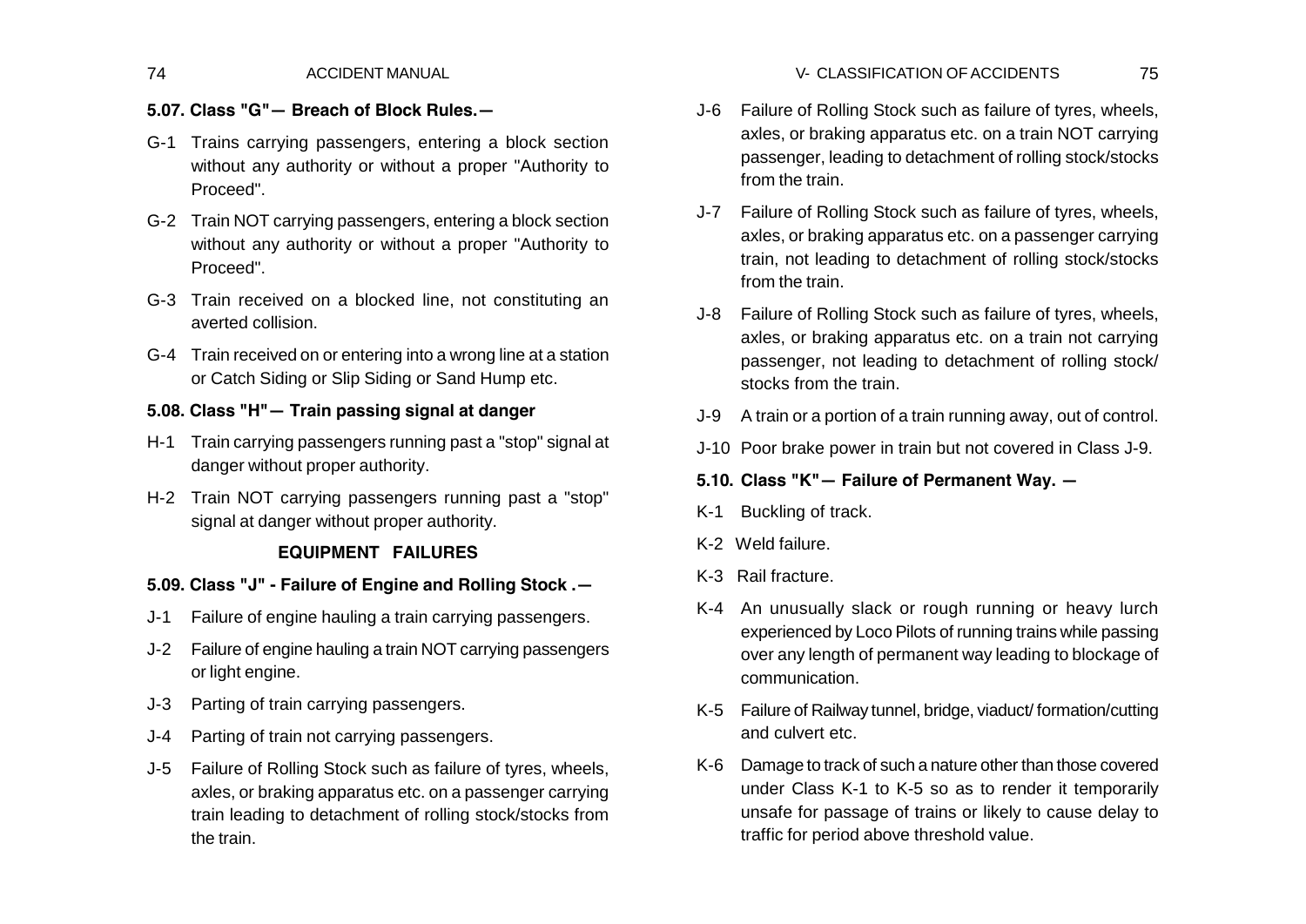### 5.07. Class "G"— Breach of Block Rules.—

G-1 Trains carrying passengers, entering a block section without any authority or without a proper "Authority to Proceed".

G-2 Train NOT carrying passengers, entering a block section without any authority or without a proper "Authority to Proceed".

G-3 Train received on a blocked line, not constituting an averted collision.

G-4 Train received on or entering into a wrong line at a station or Catch Siding or Slip Siding or Sand Hump etc.

### 5.08. Class "H"— Train passing signal at danger

H-1 Train carrying passengers running past a "stop" signal at danger without proper authority.

H-2 Train NOT carrying passengers running past a "stop" signal at danger without proper authority.

## EQUIPMENT FAILURES

### 5.09. Class "J" - Failure of Engine and Rolling Stock .—

J-1 Failure of engine hauling a train carrying passengers.

J-2 Failure of engine hauling a train NOT carrying passengers or light engine.

J-3 Parting of train carrying passengers.

J-4 Parting of train not carrying passengers.

J-5 Failure of Rolling Stock such as failure of tyres, wheels, axles, or braking apparatus etc. on a passenger carrying train leading to detachment of rolling stock/stocks from the train.

J-6 Failure of Rolling Stock such as failure of tyres, wheels, axles, or braking apparatus etc. on a train NOT carrying passenger, leading to detachment of rolling stock/stocks from the train.

J-7 Failure of Rolling Stock such as failure of tyres, wheels, axles, or braking apparatus etc. on a passenger carrying train, not leading to detachment of rolling stock/stocks from the train.

J-8 Failure of Rolling Stock such as failure of tyres, wheels, axles, or braking apparatus etc. on a train not carrying passenger, not leading to detachment of rolling stock/ stocks from the train.

J-9 A train or a portion of a train running away, out of control.

J-10 Poor brake power in train but not covered in Class J-9.

### 5.10. Class "K"— Failure of Permanent Way. —

K-1 Buckling of track.

K-2 Weld failure.

K-3 Rail fracture.

K-4 An unusually slack or rough running or heavy lurch experienced by Loco Pilots of running trains while passing over any length of permanent way leading to blockage of communication.

K-5 Failure of Railway tunnel, bridge, viaduct/ formation/cutting and culvert etc.

K-6 Damage to track of such a nature other than those covered under Class K-1 to K-5 so as to render it temporarily unsafe for passage of trains or likely to cause delay to traffic for period above threshold value.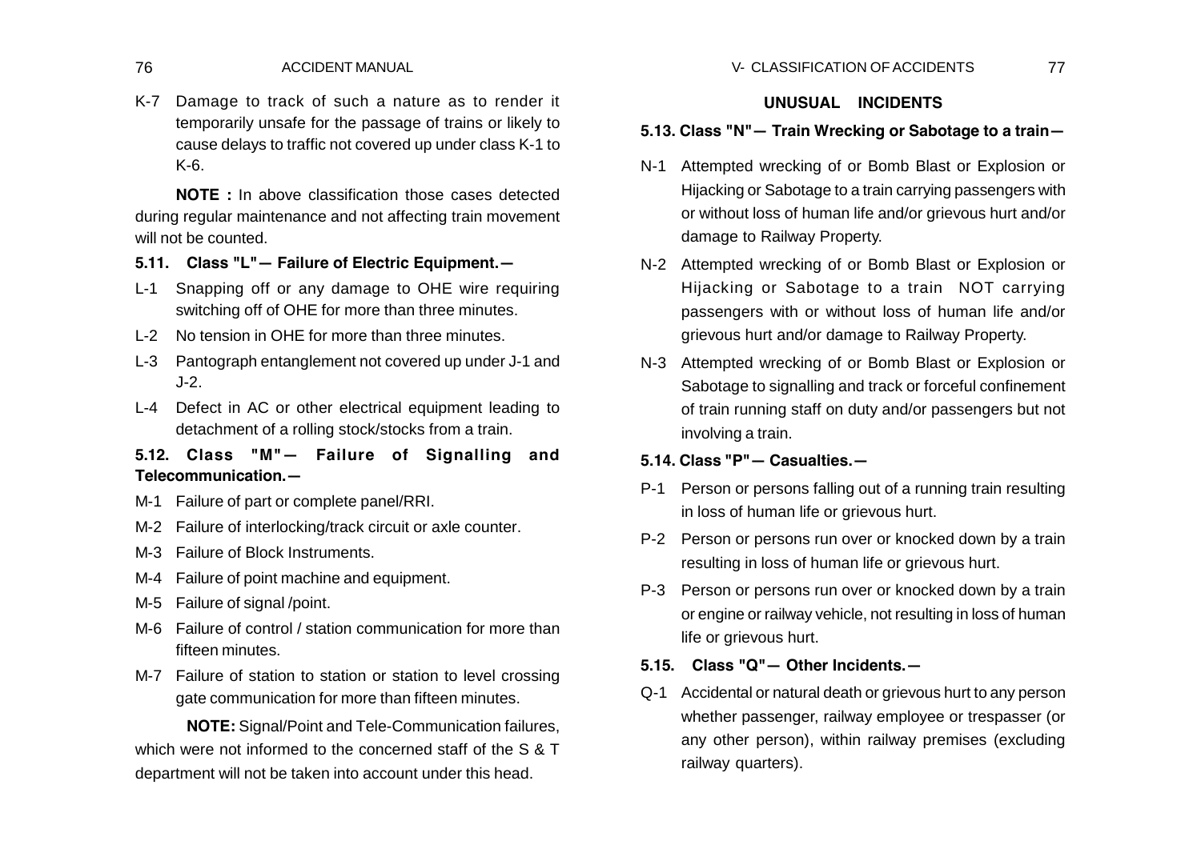K-7 Damage to track of such a nature as to render it temporarily unsafe for the passage of trains or likely to cause delays to traffic not covered up under class K-1 to K-6.

**NOTE :** In above classification those cases detected during regular maintenance and not affecting train movement will not be counted.

### 5.11. Class "L"— Failure of Electric Equipment.—

L-1 Snapping off or any damage to OHE wire requiring switching off of OHE for more than three minutes.

L-2 No tension in OHE for more than three minutes.

L-3 Pantograph entanglement not covered up under J-1 and J-2.

L-4 Defect in AC or other electrical equipment leading to detachment of a rolling stock/stocks from a train.

### 5.12. Class "M"— Failure of Signalling and Telecommunication.—

M-1 Failure of part or complete panel/RRI.

M-2 Failure of interlocking/track circuit or axle counter.

M-3 Failure of Block Instruments.

M-4 Failure of point machine and equipment.

M-5 Failure of signal /point.

M-6 Failure of control / station communication for more than fifteen minutes.

M-7 Failure of station to station or station to level crossing gate communication for more than fifteen minutes.

**NOTE:** Signal/Point and Tele-Communication failures, which were not informed to the concerned staff of the S & T department will not be taken into account under this head.

## UNUSUAL INCIDENTS

### 5.13. Class "N"— Train Wrecking or Sabotage to a train—

N-1 Attempted wrecking of or Bomb Blast or Explosion or Hijacking or Sabotage to a train carrying passengers with or without loss of human life and/or grievous hurt and/or damage to Railway Property.

N-2 Attempted wrecking of or Bomb Blast or Explosion or Hijacking or Sabotage to a train NOT carrying passengers with or without loss of human life and/or grievous hurt and/or damage to Railway Property.

N-3 Attempted wrecking of or Bomb Blast or Explosion or Sabotage to signalling and track or forceful confinement of train running staff on duty and/or passengers but not involving a train.

### 5.14. Class "P"— Casualties.—

P-1 Person or persons falling out of a running train resulting in loss of human life or grievous hurt.

P-2 Person or persons run over or knocked down by a train resulting in loss of human life or grievous hurt.

P-3 Person or persons run over or knocked down by a train or engine or railway vehicle, not resulting in loss of human life or grievous hurt.

### 5.15. Class "Q"— Other Incidents.—

Q-1 Accidental or natural death or grievous hurt to any person whether passenger, railway employee or trespasser (or any other person), within railway premises (excluding railway quarters).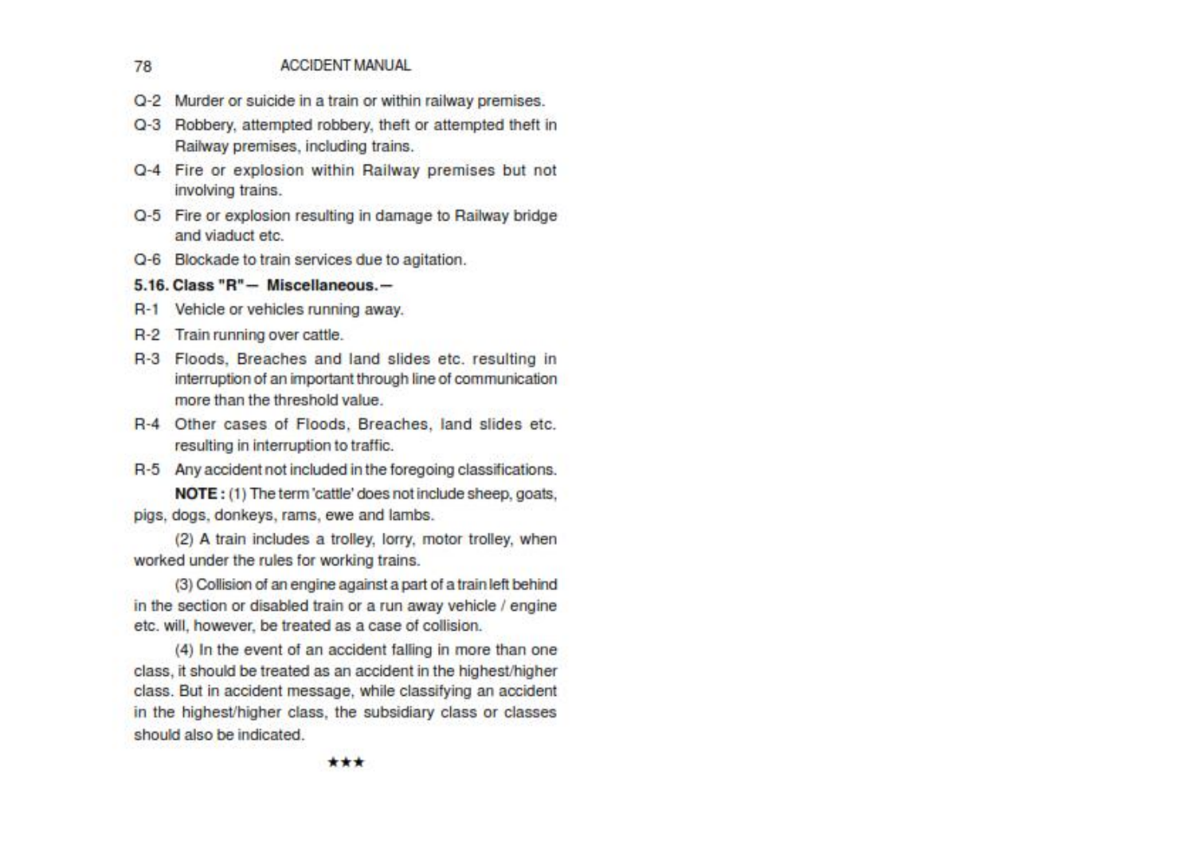Q-2 Murder or suicide in a train or within railway premises.

Q-3 Robbery, attempted robbery, theft or attempted theft in Railway premises, including trains.

Q-4 Fire or explosion within Railway premises but not involving trains.

Q-5 Fire or explosion resulting in damage to Railway bridge and viaduct etc.

Q-6 Blockade to train services due to agitation.

**5.16. Class "R" — Miscellaneous.—**

R-1 Vehicle or vehicles running away.

R-2 Train running over cattle.

R-3 Floods, Breaches and land slides etc. resulting in interruption of an important through line of communication more than the threshold value.

R-4 Other cases of Floods, Breaches, land slides etc. resulting in interruption to traffic.

R-5 Any accident not included in the foregoing classifications.

**NOTE :** (1) The term 'cattle' does not include sheep, goats, pigs, dogs, donkeys, rams, ewe and lambs.

(2) A train includes a trolley, lorry, motor trolley, when worked under the rules for working trains.

(3) Collision of an engine against a part of a train left behind in the section or disabled train or a run away vehicle / engine etc. will, however, be treated as a case of collision.

(4) In the event of an accident falling in more than one class, it should be treated as an accident in the highest/higher class. But in accident message, while classifying an accident in the highest/higher class, the subsidiary class or classes should also be indicated.

★★★